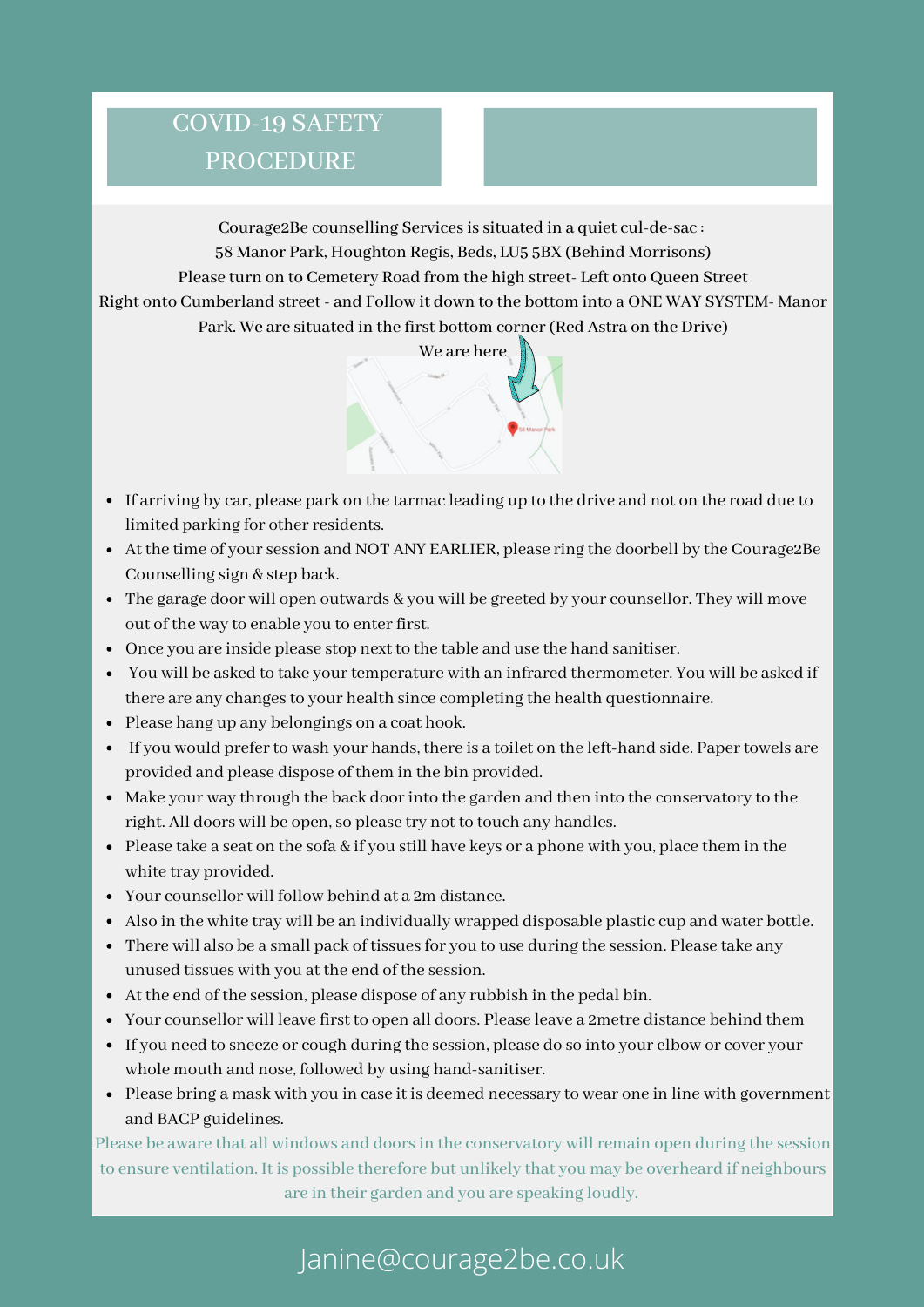# COVID-19 SAFETY PROCEDURE

Courage2Be counselling Services is situated in a quiet cul-de-sac :
58 Manor Park, Houghton Regis, Beds, LU5 5BX (Behind Morrisons)
Please turn on to Cemetery Road from the high street- Left onto Queen Street
Right onto Cumberland street - and Follow it down to the bottom into a ONE WAY SYSTEM- Manor Park. We are situated in the first bottom corner (Red Astra on the Drive)

We are here

- If arriving by car, please park on the tarmac leading up to the drive and not on the road due to limited parking for other residents.
- At the time of your session and NOT ANY EARLIER, please ring the doorbell by the Courage2Be Counselling sign & step back.
- The garage door will open outwards & you will be greeted by your counsellor. They will move out of the way to enable you to enter first.
- Once you are inside please stop next to the table and use the hand sanitiser.
- You will be asked to take your temperature with an infrared thermometer. You will be asked if there are any changes to your health since completing the health questionnaire.
- Please hang up any belongings on a coat hook.
- If you would prefer to wash your hands, there is a toilet on the left-hand side. Paper towels are provided and please dispose of them in the bin provided.
- Make your way through the back door into the garden and then into the conservatory to the right. All doors will be open, so please try not to touch any handles.
- Please take a seat on the sofa & if you still have keys or a phone with you, place them in the white tray provided.
- Your counsellor will follow behind at a 2m distance.
- Also in the white tray will be an individually wrapped disposable plastic cup and water bottle.
- There will also be a small pack of tissues for you to use during the session. Please take any unused tissues with you at the end of the session.
- At the end of the session, please dispose of any rubbish in the pedal bin.
- Your counsellor will leave first to open all doors. Please leave a 2metre distance behind them
- If you need to sneeze or cough during the session, please do so into your elbow or cover your whole mouth and nose, followed by using hand-sanitiser.
- Please bring a mask with you in case it is deemed necessary to wear one in line with government and BACP guidelines.

Please be aware that all windows and doors in the conservatory will remain open during the session to ensure ventilation. It is possible therefore but unlikely that you may be overheard if neighbours are in their garden and you are speaking loudly.

Janine@courage2be.co.uk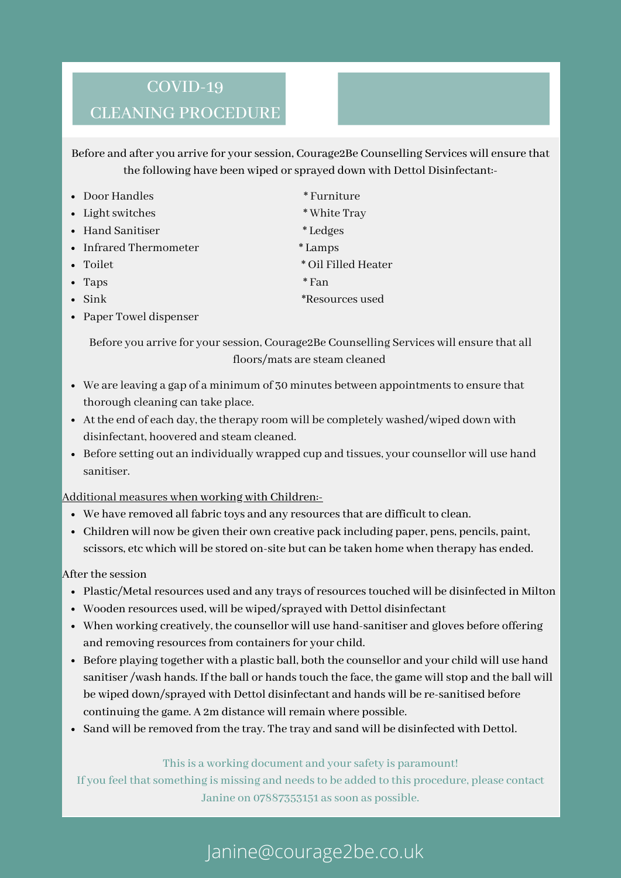# COVID-19 CLEANING PROCEDURE

Before and after you arrive for your session, Courage2Be Counselling Services will ensure that the following have been wiped or sprayed down with Dettol Disinfectant:-

- Door Handles
- Light switches
- Hand Sanitiser
- Infrared Thermometer
- Toilet
- Taps
- Sink
- Paper Towel dispenser

* Furniture
* White Tray
* Ledges
* Lamps
* Oil Filled Heater
* Fan
* Resources used

Before you arrive for your session, Courage2Be Counselling Services will ensure that all floors/mats are steam cleaned

- We are leaving a gap of a minimum of 30 minutes between appointments to ensure that thorough cleaning can take place.
- At the end of each day, the therapy room will be completely washed/wiped down with disinfectant, hoovered and steam cleaned.
- Before setting out an individually wrapped cup and tissues, your counsellor will use hand sanitiser.

Additional measures when working with Children:-

- We have removed all fabric toys and any resources that are difficult to clean.
- Children will now be given their own creative pack including paper, pens, pencils, paint, scissors, etc which will be stored on-site but can be taken home when therapy has ended.

After the session

- Plastic/Metal resources used and any trays of resources touched will be disinfected in Milton
- Wooden resources used, will be wiped/sprayed with Dettol disinfectant
- When working creatively, the counsellor will use hand-sanitiser and gloves before offering and removing resources from containers for your child.
- Before playing together with a plastic ball, both the counsellor and your child will use hand sanitiser /wash hands. If the ball or hands touch the face, the game will stop and the ball will be wiped down/sprayed with Dettol disinfectant and hands will be re-sanitised before continuing the game. A 2m distance will remain where possible.
- Sand will be removed from the tray. The tray and sand will be disinfected with Dettol.

This is a working document and your safety is paramount!
If you feel that something is missing and needs to be added to this procedure, please contact Janine on 07887353151 as soon as possible.

Janine@courage2be.co.uk